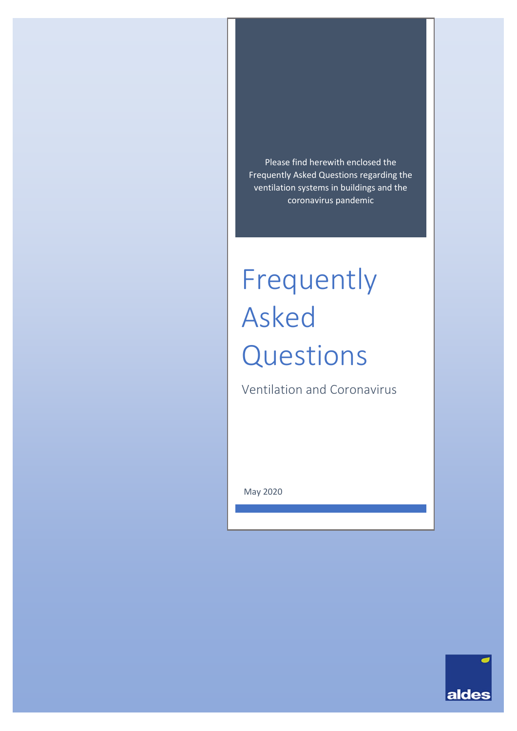Please find herewith enclosed the Frequently Asked Questions regarding the ventilation systems in buildings and the coronavirus pandemic

# Frequently Asked Questions

Ventilation and Coronavirus

May 2020

aldes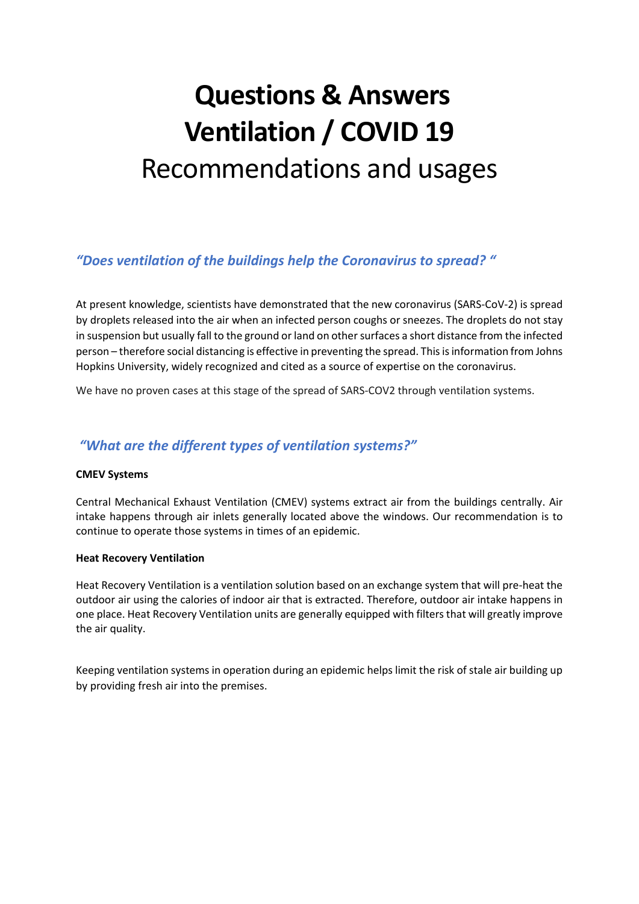# Questions & Answers
# Ventilation / COVID 19
## Recommendations and usages

### *"Does ventilation of the buildings help the Coronavirus to spread? "*

At present knowledge, scientists have demonstrated that the new coronavirus (SARS-CoV-2) is spread by droplets released into the air when an infected person coughs or sneezes. The droplets do not stay in suspension but usually fall to the ground or land on other surfaces a short distance from the infected person – therefore social distancing is effective in preventing the spread. This is information from Johns Hopkins University, widely recognized and cited as a source of expertise on the coronavirus.

We have no proven cases at this stage of the spread of SARS-COV2 through ventilation systems.

### *"What are the different types of ventilation systems?"*

**CMEV Systems**

Central Mechanical Exhaust Ventilation (CMEV) systems extract air from the buildings centrally. Air intake happens through air inlets generally located above the windows. Our recommendation is to continue to operate those systems in times of an epidemic.

**Heat Recovery Ventilation**

Heat Recovery Ventilation is a ventilation solution based on an exchange system that will pre-heat the outdoor air using the calories of indoor air that is extracted. Therefore, outdoor air intake happens in one place. Heat Recovery Ventilation units are generally equipped with filters that will greatly improve the air quality.

Keeping ventilation systems in operation during an epidemic helps limit the risk of stale air building up by providing fresh air into the premises.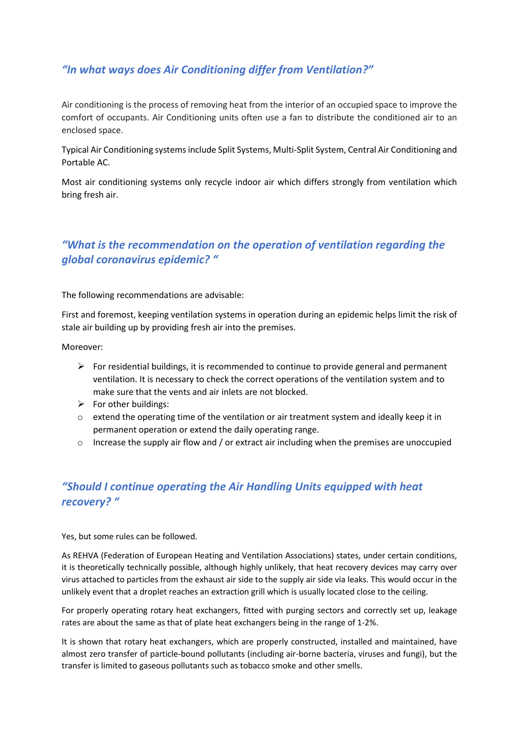## *"In what ways does Air Conditioning differ from Ventilation?"*

Air conditioning is the process of removing heat from the interior of an occupied space to improve the comfort of occupants. Air Conditioning units often use a fan to distribute the conditioned air to an enclosed space.

Typical Air Conditioning systems include Split Systems, Multi-Split System, Central Air Conditioning and Portable AC.

Most air conditioning systems only recycle indoor air which differs strongly from ventilation which bring fresh air.

## *"What is the recommendation on the operation of ventilation regarding the global coronavirus epidemic? "*

The following recommendations are advisable:

First and foremost, keeping ventilation systems in operation during an epidemic helps limit the risk of stale air building up by providing fresh air into the premises.

Moreover:

- For residential buildings, it is recommended to continue to provide general and permanent ventilation. It is necessary to check the correct operations of the ventilation system and to make sure that the vents and air inlets are not blocked.
- For other buildings:
  - extend the operating time of the ventilation or air treatment system and ideally keep it in permanent operation or extend the daily operating range.
  - Increase the supply air flow and / or extract air including when the premises are unoccupied

## *"Should I continue operating the Air Handling Units equipped with heat recovery? "*

Yes, but some rules can be followed.

As REHVA (Federation of European Heating and Ventilation Associations) states, under certain conditions, it is theoretically technically possible, although highly unlikely, that heat recovery devices may carry over virus attached to particles from the exhaust air side to the supply air side via leaks. This would occur in the unlikely event that a droplet reaches an extraction grill which is usually located close to the ceiling.

For properly operating rotary heat exchangers, fitted with purging sectors and correctly set up, leakage rates are about the same as that of plate heat exchangers being in the range of 1-2%.

It is shown that rotary heat exchangers, which are properly constructed, installed and maintained, have almost zero transfer of particle-bound pollutants (including air-borne bacteria, viruses and fungi), but the transfer is limited to gaseous pollutants such as tobacco smoke and other smells.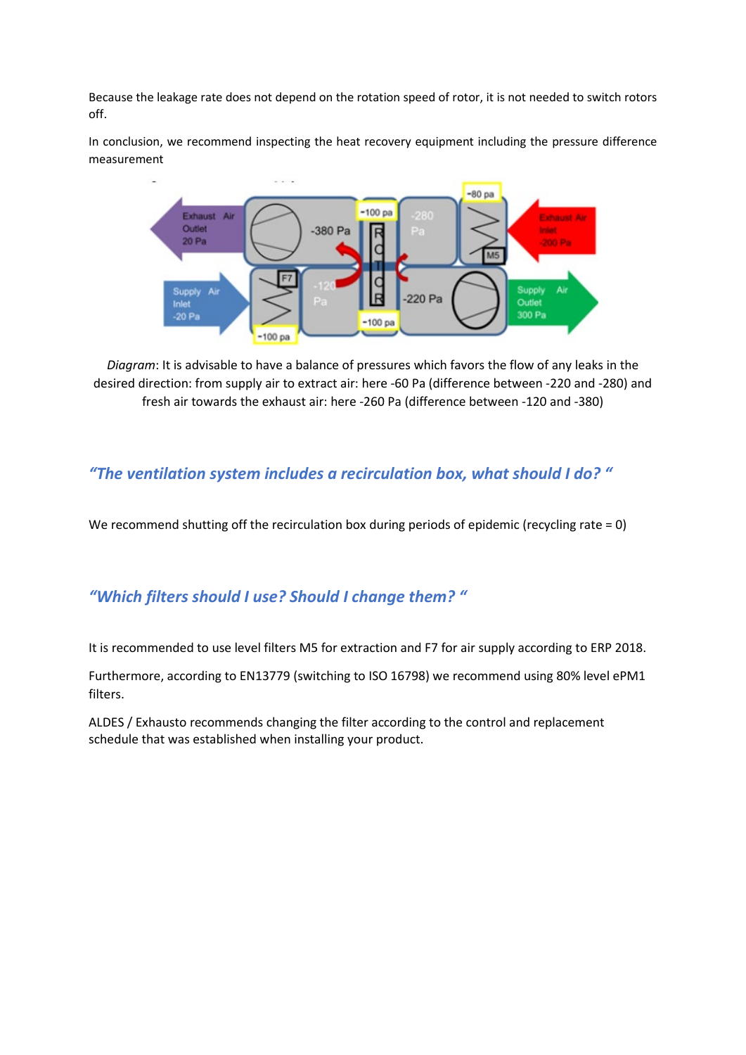Because the leakage rate does not depend on the rotation speed of rotor, it is not needed to switch rotors off.

In conclusion, we recommend inspecting the heat recovery equipment including the pressure difference measurement

*Diagram*: It is advisable to have a balance of pressures which favors the flow of any leaks in the desired direction: from supply air to extract air: here -60 Pa (difference between -220 and -280) and fresh air towards the exhaust air: here -260 Pa (difference between -120 and -380)

## *“The ventilation system includes a recirculation box, what should I do? “*

We recommend shutting off the recirculation box during periods of epidemic (recycling rate = 0)

## *“Which filters should I use? Should I change them? “*

It is recommended to use level filters M5 for extraction and F7 for air supply according to ERP 2018.

Furthermore, according to EN13779 (switching to ISO 16798) we recommend using 80% level ePM1 filters.

ALDES / Exhausto recommends changing the filter according to the control and replacement schedule that was established when installing your product.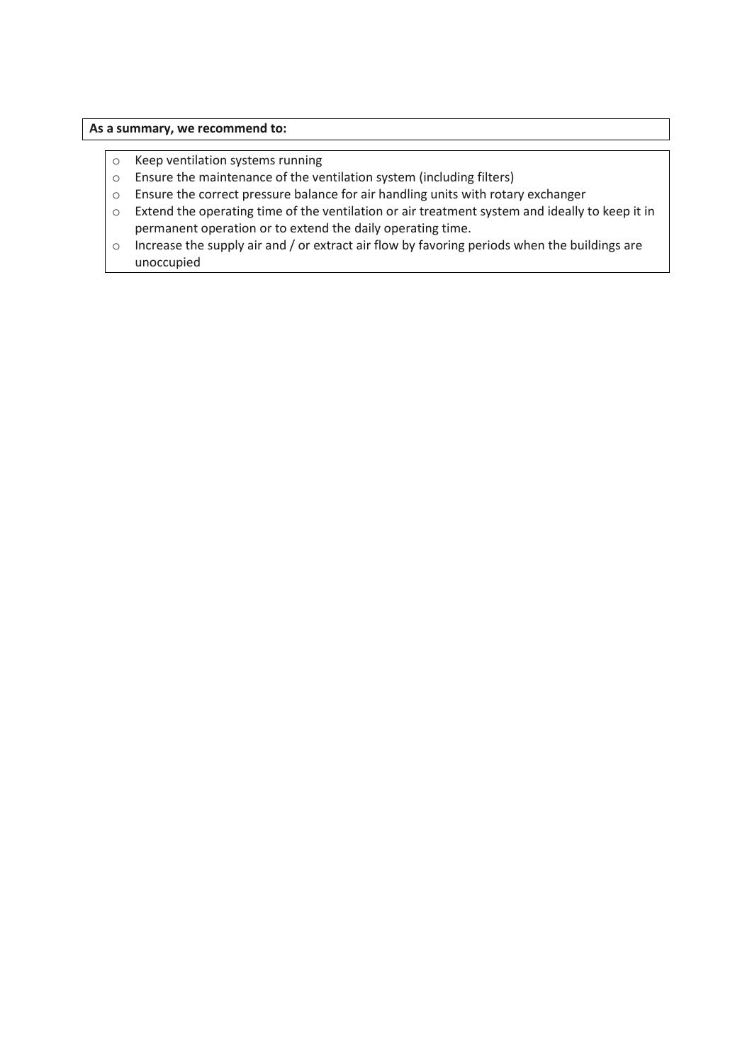**As a summary, we recommend to:**

- Keep ventilation systems running
- Ensure the maintenance of the ventilation system (including filters)
- Ensure the correct pressure balance for air handling units with rotary exchanger
- Extend the operating time of the ventilation or air treatment system and ideally to keep it in permanent operation or to extend the daily operating time.
- Increase the supply air and / or extract air flow by favoring periods when the buildings are unoccupied